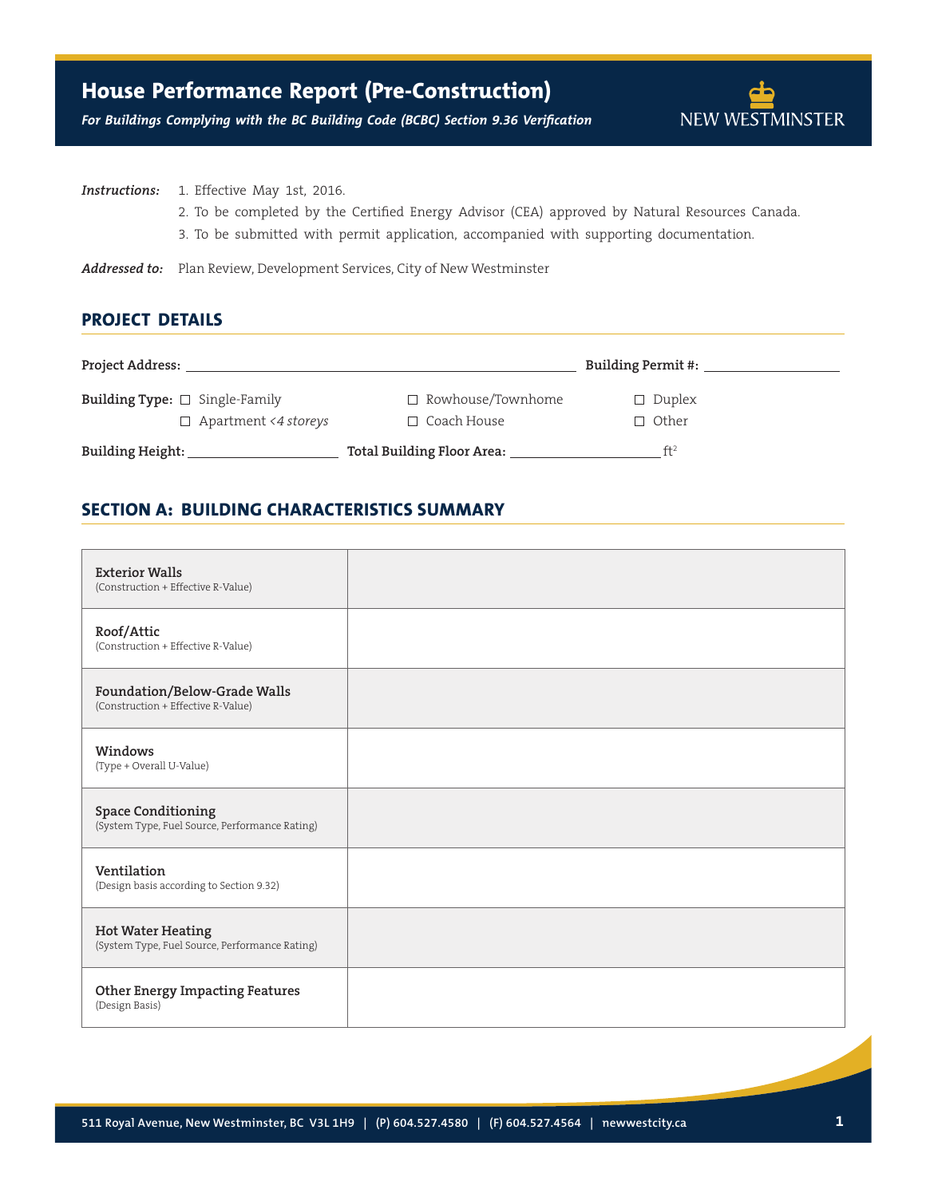# House Performance Report (Pre-Construction)

***For Buildings Complying with the BC Building Code (BCBC) Section 9.36 Verification***

NEW WESTMINSTER

***Instructions:***

1. Effective May 1st, 2016.
2. To be completed by the Certified Energy Advisor (CEA) approved by Natural Resources Canada.
3. To be submitted with permit application, accompanied with supporting documentation.

***Addressed to:*** Plan Review, Development Services, City of New Westminster

## PROJECT DETAILS

**Project Address:** \_\_\_\_\_\_\_\_\_\_\_\_\_\_\_\_\_\_\_\_\_\_\_\_\_\_\_\_\_\_\_\_\_\_\_\_\_\_\_\_ **Building Permit #:** \_\_\_\_\_\_\_\_\_\_\_\_\_\_\_\_

**Building Type:**
- ☐ Single-Family
- ☐ Rowhouse/Townhome
- ☐ Duplex
- ☐ Apartment *<4 storeys*
- ☐ Coach House
- ☐ Other

**Building Height:** \_\_\_\_\_\_\_\_\_\_\_\_\_\_\_\_ **Total Building Floor Area:** \_\_\_\_\_\_\_\_\_\_\_\_\_\_\_\_ $ft^2$

## SECTION A: BUILDING CHARACTERISTICS SUMMARY

| | |
|---|---|
| **Exterior Walls** (Construction + Effective R-Value) | |
| **Roof/Attic** (Construction + Effective R-Value) | |
| **Foundation/Below-Grade Walls** (Construction + Effective R-Value) | |
| **Windows** (Type + Overall U-Value) | |
| **Space Conditioning** (System Type, Fuel Source, Performance Rating) | |
| **Ventilation** (Design basis according to Section 9.32) | |
| **Hot Water Heating** (System Type, Fuel Source, Performance Rating) | |
| **Other Energy Impacting Features** (Design Basis) | |

511 Royal Avenue, New Westminster, BC V3L 1H9 | (P) 604.527.4580 | (F) 604.527.4564 | newwestcity.ca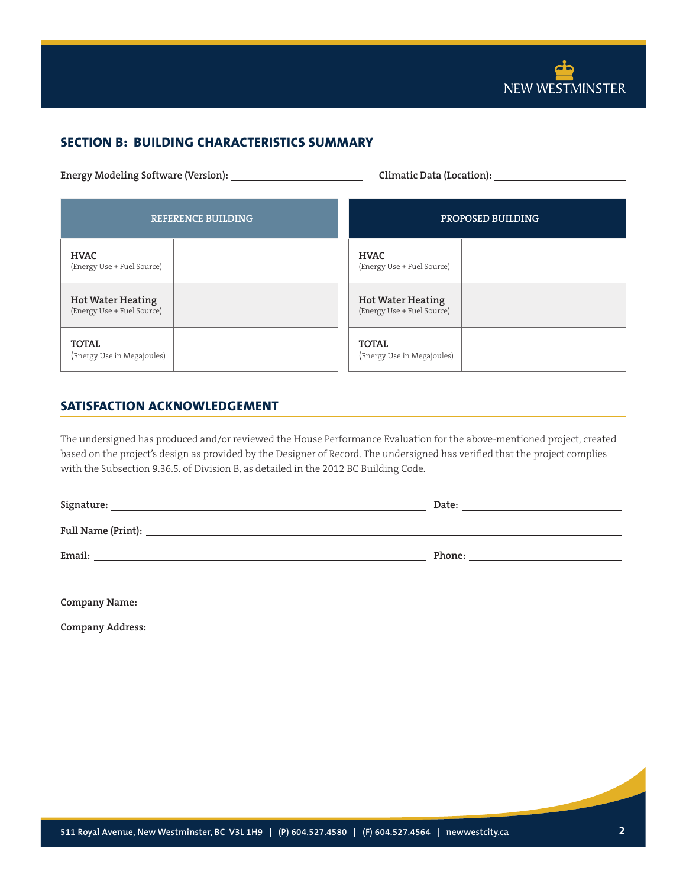## SECTION B: BUILDING CHARACTERISTICS SUMMARY

**Energy Modeling Software (Version):** ______________________ **Climatic Data (Location):** ______________________

| REFERENCE BUILDING | |
|---|---|
| **HVAC** (Energy Use + Fuel Source) | |
| **Hot Water Heating** (Energy Use + Fuel Source) | |
| **TOTAL** (Energy Use in Megajoules) | |

| PROPOSED BUILDING | |
|---|---|
| **HVAC** (Energy Use + Fuel Source) | |
| **Hot Water Heating** (Energy Use + Fuel Source) | |
| **TOTAL** (Energy Use in Megajoules) | |

## SATISFACTION ACKNOWLEDGEMENT

The undersigned has produced and/or reviewed the House Performance Evaluation for the above-mentioned project, created based on the project's design as provided by the Designer of Record. The undersigned has verified that the project complies with the Subsection 9.36.5. of Division B, as detailed in the 2012 BC Building Code.

**Signature:** ______________________ **Date:** ______________________

**Full Name (Print):** ______________________

**Email:** ______________________ **Phone:** ______________________

**Company Name:** ______________________

**Company Address:** ______________________

511 Royal Avenue, New Westminster, BC V3L 1H9 | (P) 604.527.4580 | (F) 604.527.4564 | newwestcity.ca